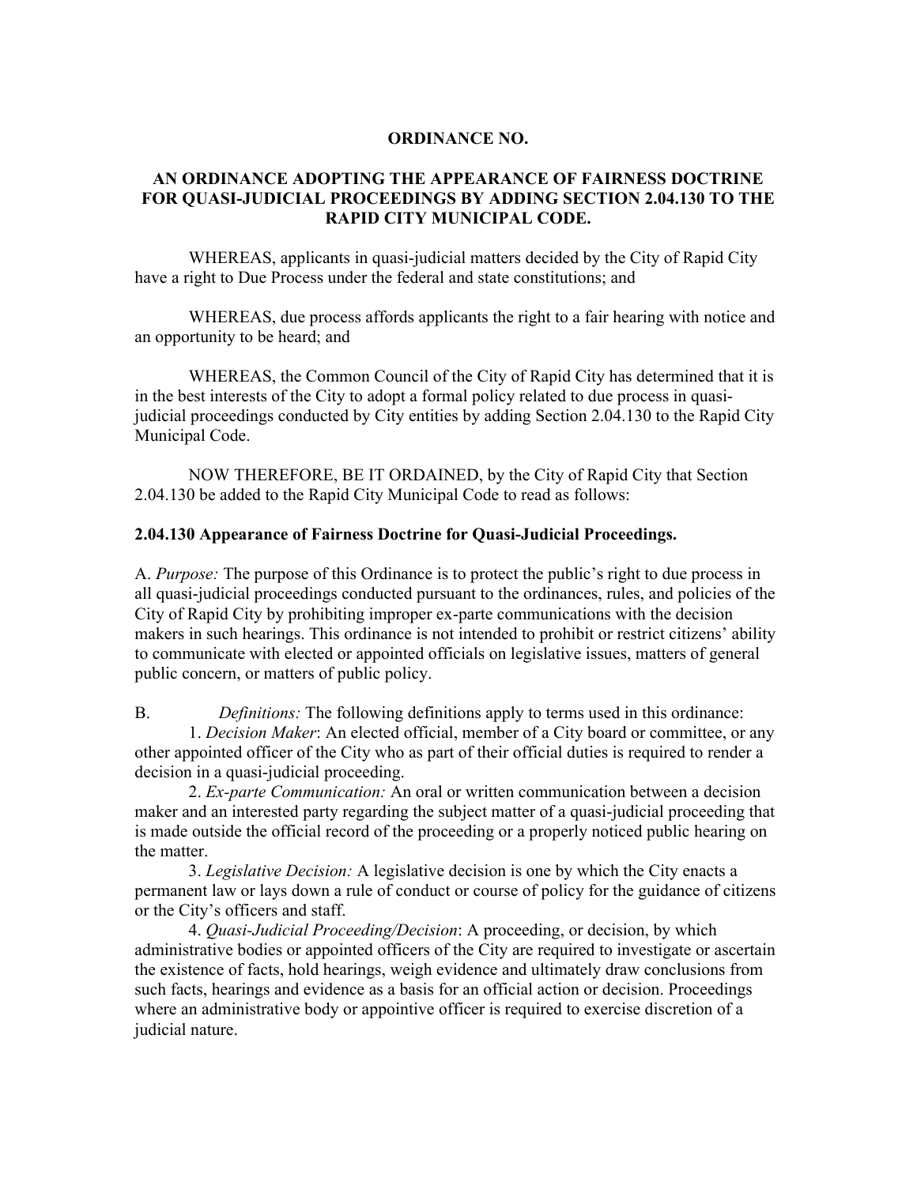**ORDINANCE NO.**

**AN ORDINANCE ADOPTING THE APPEARANCE OF FAIRNESS DOCTRINE FOR QUASI-JUDICIAL PROCEEDINGS BY ADDING SECTION 2.04.130 TO THE RAPID CITY MUNICIPAL CODE.**

WHEREAS, applicants in quasi-judicial matters decided by the City of Rapid City have a right to Due Process under the federal and state constitutions; and

WHEREAS, due process affords applicants the right to a fair hearing with notice and an opportunity to be heard; and

WHEREAS, the Common Council of the City of Rapid City has determined that it is in the best interests of the City to adopt a formal policy related to due process in quasi-judicial proceedings conducted by City entities by adding Section 2.04.130 to the Rapid City Municipal Code.

NOW THEREFORE, BE IT ORDAINED, by the City of Rapid City that Section 2.04.130 be added to the Rapid City Municipal Code to read as follows:

**2.04.130 Appearance of Fairness Doctrine for Quasi-Judicial Proceedings.**

A. *Purpose:* The purpose of this Ordinance is to protect the public's right to due process in all quasi-judicial proceedings conducted pursuant to the ordinances, rules, and policies of the City of Rapid City by prohibiting improper ex-parte communications with the decision makers in such hearings. This ordinance is not intended to prohibit or restrict citizens' ability to communicate with elected or appointed officials on legislative issues, matters of general public concern, or matters of public policy.

B. *Definitions:* The following definitions apply to terms used in this ordinance:

1. *Decision Maker*: An elected official, member of a City board or committee, or any other appointed officer of the City who as part of their official duties is required to render a decision in a quasi-judicial proceeding.

2. *Ex-parte Communication:* An oral or written communication between a decision maker and an interested party regarding the subject matter of a quasi-judicial proceeding that is made outside the official record of the proceeding or a properly noticed public hearing on the matter.

3. *Legislative Decision:* A legislative decision is one by which the City enacts a permanent law or lays down a rule of conduct or course of policy for the guidance of citizens or the City's officers and staff.

4. *Quasi-Judicial Proceeding/Decision*: A proceeding, or decision, by which administrative bodies or appointed officers of the City are required to investigate or ascertain the existence of facts, hold hearings, weigh evidence and ultimately draw conclusions from such facts, hearings and evidence as a basis for an official action or decision. Proceedings where an administrative body or appointive officer is required to exercise discretion of a judicial nature.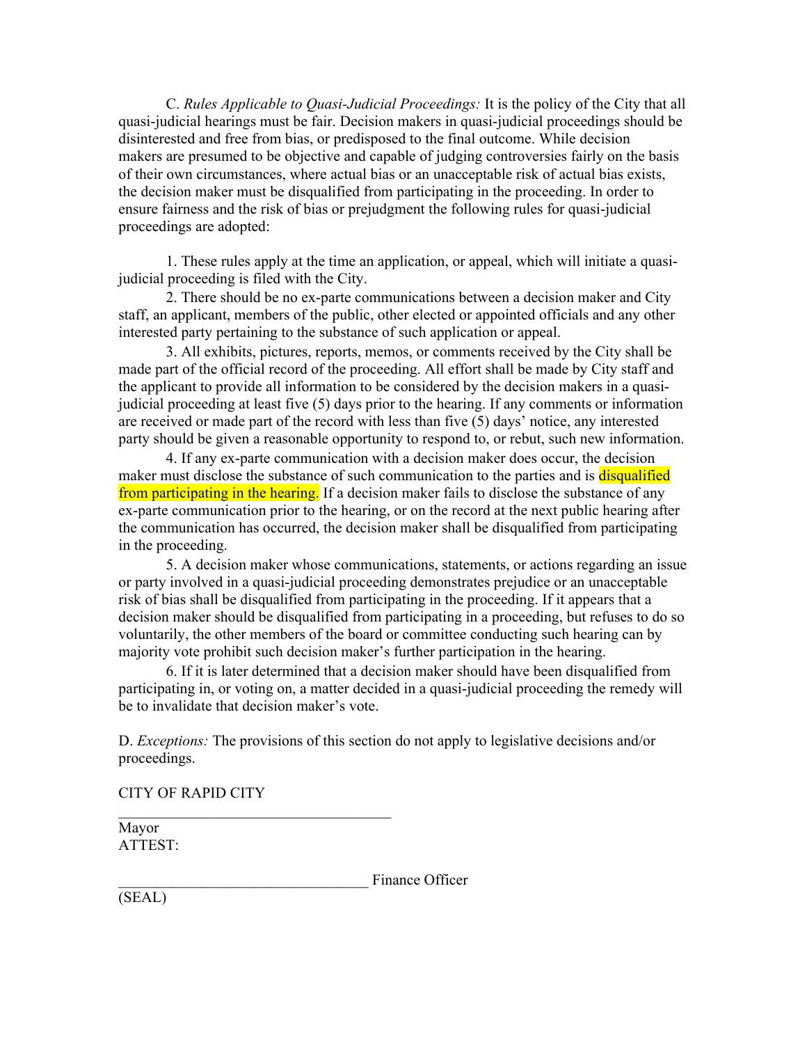C. *Rules Applicable to Quasi-Judicial Proceedings:* It is the policy of the City that all quasi-judicial hearings must be fair. Decision makers in quasi-judicial proceedings should be disinterested and free from bias, or predisposed to the final outcome. While decision makers are presumed to be objective and capable of judging controversies fairly on the basis of their own circumstances, where actual bias or an unacceptable risk of actual bias exists, the decision maker must be disqualified from participating in the proceeding. In order to ensure fairness and the risk of bias or prejudgment the following rules for quasi-judicial proceedings are adopted:

1. These rules apply at the time an application, or appeal, which will initiate a quasi-judicial proceeding is filed with the City.
2. There should be no ex-parte communications between a decision maker and City staff, an applicant, members of the public, other elected or appointed officials and any other interested party pertaining to the substance of such application or appeal.
3. All exhibits, pictures, reports, memos, or comments received by the City shall be made part of the official record of the proceeding. All effort shall be made by City staff and the applicant to provide all information to be considered by the decision makers in a quasi-judicial proceeding at least five (5) days prior to the hearing. If any comments or information are received or made part of the record with less than five (5) days' notice, any interested party should be given a reasonable opportunity to respond to, or rebut, such new information.
4. If any ex-parte communication with a decision maker does occur, the decision maker must disclose the substance of such communication to the parties and is disqualified from participating in the hearing. If a decision maker fails to disclose the substance of any ex-parte communication prior to the hearing, or on the record at the next public hearing after the communication has occurred, the decision maker shall be disqualified from participating in the proceeding.
5. A decision maker whose communications, statements, or actions regarding an issue or party involved in a quasi-judicial proceeding demonstrates prejudice or an unacceptable risk of bias shall be disqualified from participating in the proceeding. If it appears that a decision maker should be disqualified from participating in a proceeding, but refuses to do so voluntarily, the other members of the board or committee conducting such hearing can by majority vote prohibit such decision maker's further participation in the hearing.
6. If it is later determined that a decision maker should have been disqualified from participating in, or voting on, a matter decided in a quasi-judicial proceeding the remedy will be to invalidate that decision maker's vote.

D. *Exceptions:* The provisions of this section do not apply to legislative decisions and/or proceedings.

CITY OF RAPID CITY

____________________________________
Mayor

ATTEST:

________________________________ Finance Officer

(SEAL)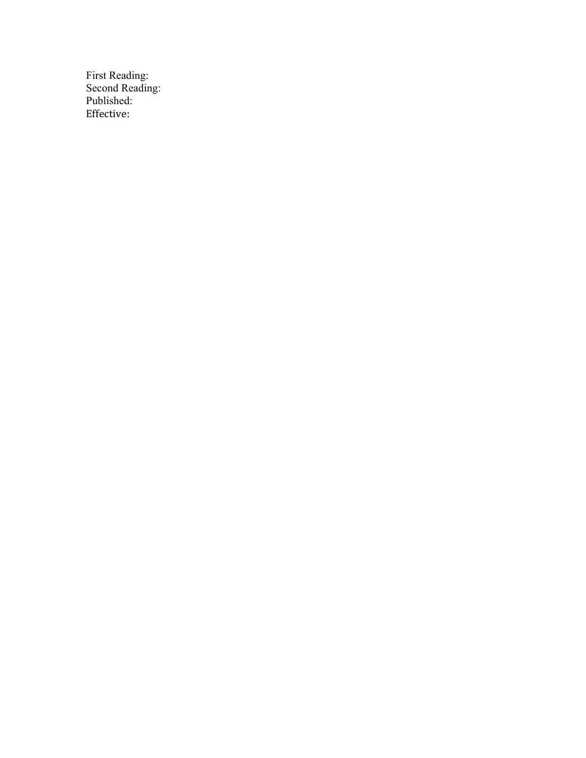First Reading:
Second Reading:
Published:
Effective: